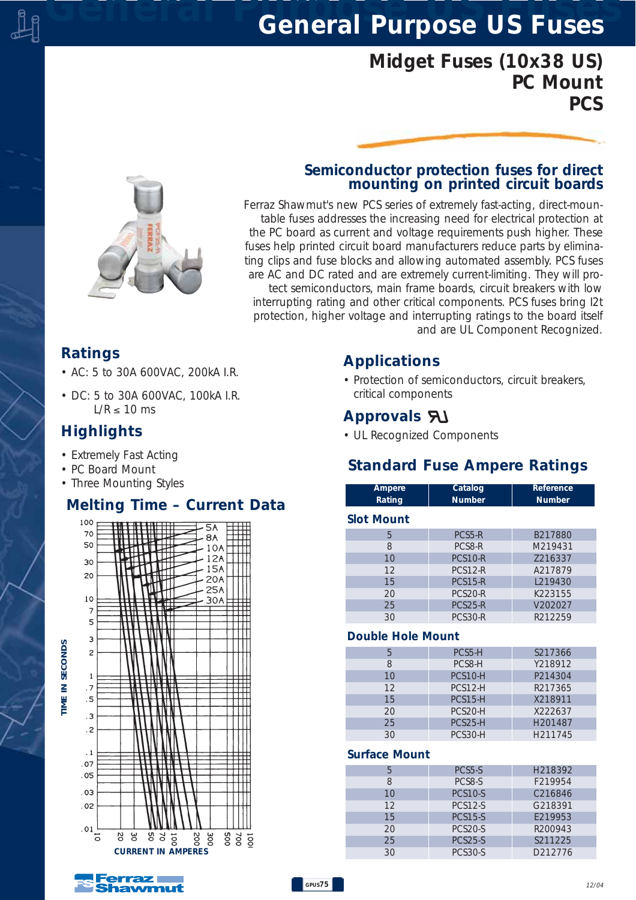# General Purpose US Fuses

## Midget Fuses (10x38 US)
## PC Mount
## PCS

### Semiconductor protection fuses for direct mounting on printed circuit boards

Ferraz Shawmut's new PCS series of extremely fast-acting, direct-mountable fuses addresses the increasing need for electrical protection at the PC board as current and voltage requirements push higher. These fuses help printed circuit board manufacturers reduce parts by eliminating clips and fuse blocks and allowing automated assembly. PCS fuses are AC and DC rated and are extremely current-limiting. They will protect semiconductors, main frame boards, circuit breakers with low interrupting rating and other critical components. PCS fuses bring I2t protection, higher voltage and interrupting ratings to the board itself and are UL Component Recognized.

## Ratings

- AC: 5 to 30A 600VAC, 200kA I.R.
- DC: 5 to 30A 600VAC, 100kA I.R.
  L/R ≤ 10 ms

## Highlights

- Extremely Fast Acting
- PC Board Mount
- Three Mounting Styles

## Melting Time – Current Data

TIME IN SECONDS (.01 – 100) vs. CURRENT IN AMPERES (10 – 1000); curves: 5A, 8A, 10A, 12A, 15A, 20A, 25A, 30A

## Applications

- Protection of semiconductors, circuit breakers, critical components

## Approvals

- UL Recognized Components

## Standard Fuse Ampere Ratings

| Ampere Rating | Catalog Number | Reference Number |
|---|---|---|
| **Slot Mount** | | |
| 5 | PCS5-R | B217880 |
| 8 | PCS8-R | M219431 |
| 10 | PCS10-R | Z216337 |
| 12 | PCS12-R | A217879 |
| 15 | PCS15-R | L219430 |
| 20 | PCS20-R | K223155 |
| 25 | PCS25-R | V202027 |
| 30 | PCS30-R | R212259 |
| **Double Hole Mount** | | |
| 5 | PCS5-H | S217366 |
| 8 | PCS8-H | Y218912 |
| 10 | PCS10-H | P214304 |
| 12 | PCS12-H | R217365 |
| 15 | PCS15-H | X218911 |
| 20 | PCS20-H | X222637 |
| 25 | PCS25-H | H201487 |
| 30 | PCS30-H | H211745 |
| **Surface Mount** | | |
| 5 | PCS5-S | H218392 |
| 8 | PCS8-S | F219954 |
| 10 | PCS10-S | C216846 |
| 12 | PCS12-S | G218391 |
| 15 | PCS15-S | E219953 |
| 20 | PCS20-S | R200943 |
| 25 | PCS25-S | S211225 |
| 30 | PCS30-S | D212776 |

Ferraz Shawmut

12/04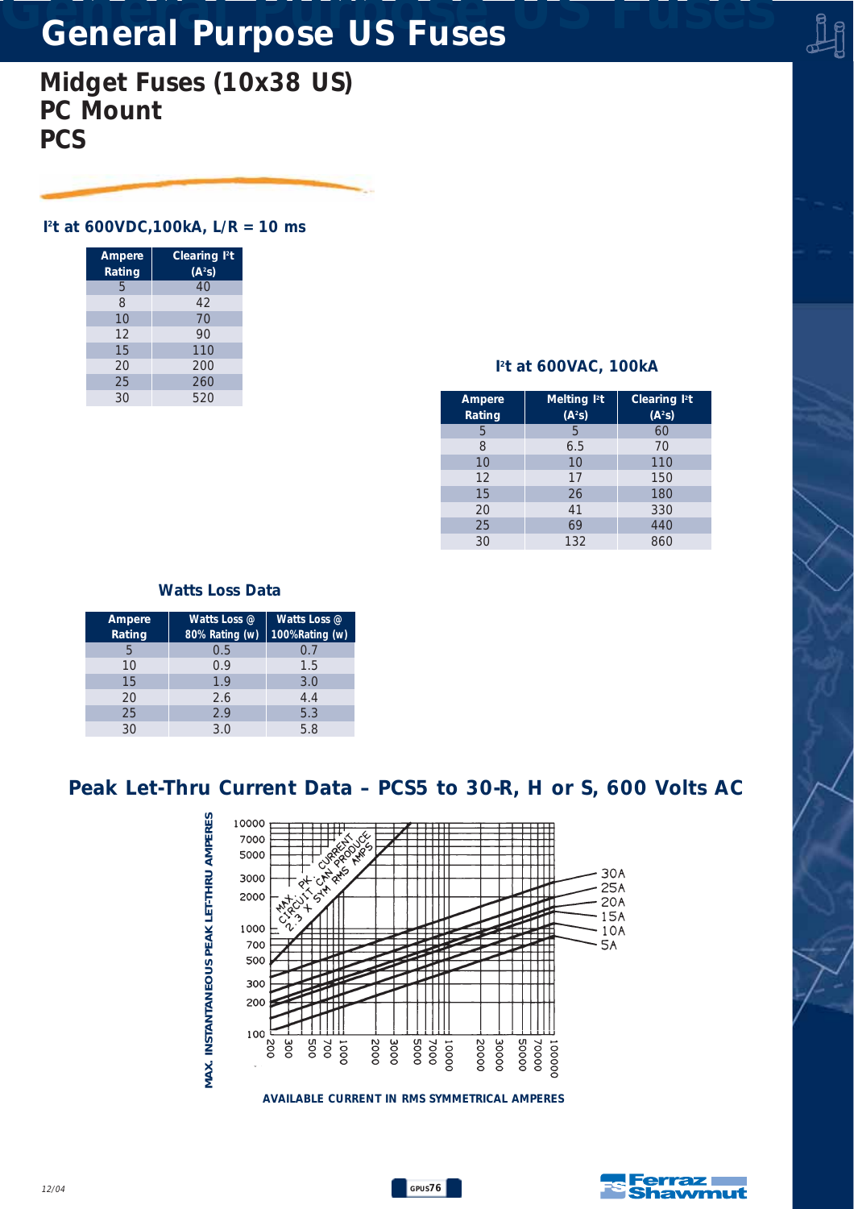# General Purpose US Fuses

## Midget Fuses (10x38 US) PC Mount PCS

### $I^2t$ at 600VDC,100kA, L/R = 10 ms

| Ampere Rating | Clearing $I^2t$ ($A^2s$) |
|---|---|
| 5 | 40 |
| 8 | 42 |
| 10 | 70 |
| 12 | 90 |
| 15 | 110 |
| 20 | 200 |
| 25 | 260 |
| 30 | 520 |

### $I^2t$ at 600VAC, 100kA

| Ampere Rating | Melting $I^2t$ ($A^2s$) | Clearing $I^2t$ ($A^2s$) |
|---|---|---|
| 5 | 5 | 60 |
| 8 | 6.5 | 70 |
| 10 | 10 | 110 |
| 12 | 17 | 150 |
| 15 | 26 | 180 |
| 20 | 41 | 330 |
| 25 | 69 | 440 |
| 30 | 132 | 860 |

### Watts Loss Data

| Ampere Rating | Watts Loss @ 80% Rating (w) | Watts Loss @ 100%Rating (w) |
|---|---|---|
| 5 | 0.5 | 0.7 |
| 10 | 0.9 | 1.5 |
| 15 | 1.9 | 3.0 |
| 20 | 2.6 | 4.4 |
| 25 | 2.9 | 5.3 |
| 30 | 3.0 | 5.8 |

### Peak Let-Thru Current Data – PCS5 to 30-R, H or S, 600 Volts AC

MAX. INSTANTANEOUS PEAK LET-THRU AMPERES

10000
7000
5000
3000
2000
1000
700
500
300
200
100

MAX. PK. CURRENT CIRCUIT CAN PRODUCE 2.3 X SYM RMS AMPS

30A
25A
20A
15A
10A
5A

200 300 500 700 1000 2000 3000 5000 7000 10000 20000 30000 50000 70000 100000

AVAILABLE CURRENT IN RMS SYMMETRICAL AMPERES

12/04

Ferraz Shawmut